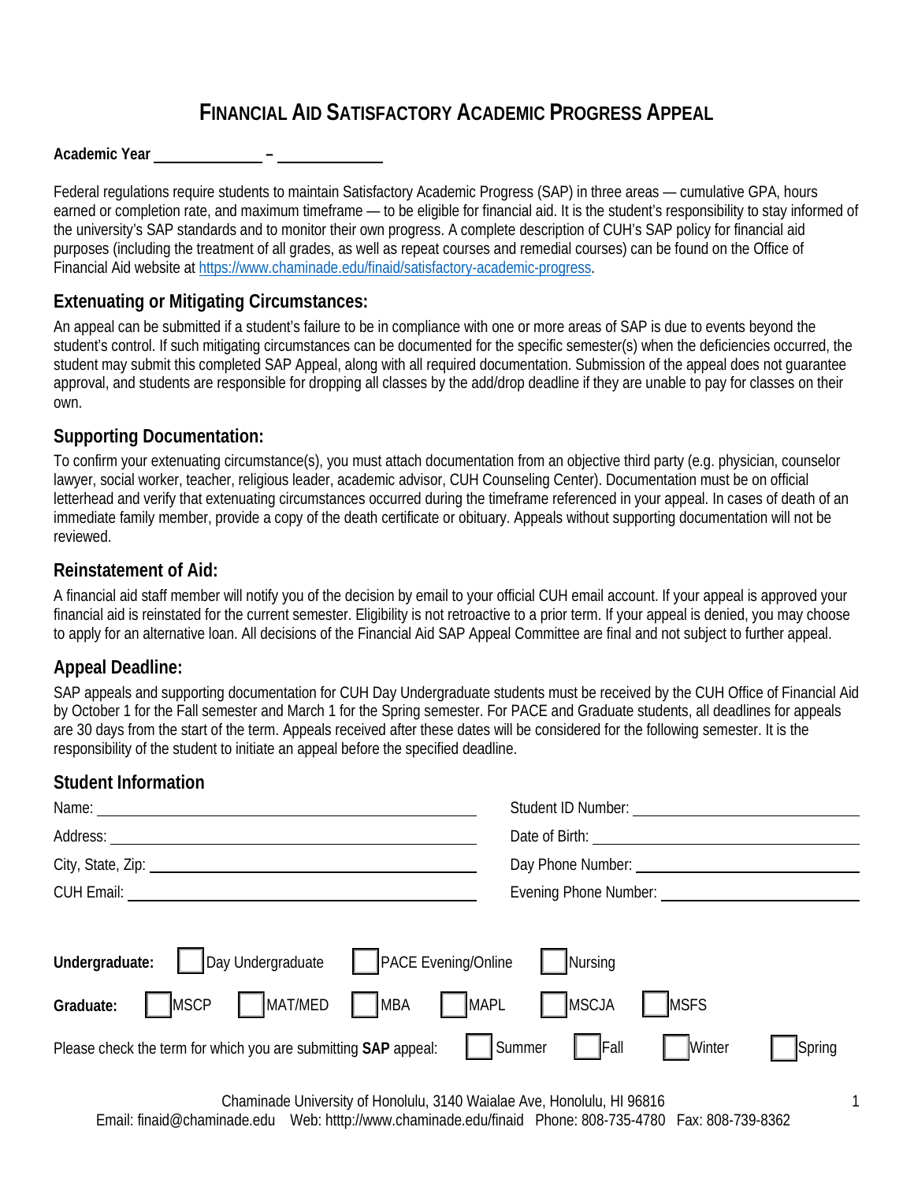# FINANCIAL AID SATISFACTORY ACADEMIC PROGRESS APPEAL

**Academic Year** _____________ – _____________

Federal regulations require students to maintain Satisfactory Academic Progress (SAP) in three areas — cumulative GPA, hours earned or completion rate, and maximum timeframe — to be eligible for financial aid. It is the student's responsibility to stay informed of the university's SAP standards and to monitor their own progress. A complete description of CUH's SAP policy for financial aid purposes (including the treatment of all grades, as well as repeat courses and remedial courses) can be found on the Office of Financial Aid website at https://www.chaminade.edu/finaid/satisfactory-academic-progress.

## Extenuating or Mitigating Circumstances:

An appeal can be submitted if a student's failure to be in compliance with one or more areas of SAP is due to events beyond the student's control. If such mitigating circumstances can be documented for the specific semester(s) when the deficiencies occurred, the student may submit this completed SAP Appeal, along with all required documentation. Submission of the appeal does not guarantee approval, and students are responsible for dropping all classes by the add/drop deadline if they are unable to pay for classes on their own.

## Supporting Documentation:

To confirm your extenuating circumstance(s), you must attach documentation from an objective third party (e.g. physician, counselor lawyer, social worker, teacher, religious leader, academic advisor, CUH Counseling Center). Documentation must be on official letterhead and verify that extenuating circumstances occurred during the timeframe referenced in your appeal. In cases of death of an immediate family member, provide a copy of the death certificate or obituary. Appeals without supporting documentation will not be reviewed.

## Reinstatement of Aid:

A financial aid staff member will notify you of the decision by email to your official CUH email account. If your appeal is approved your financial aid is reinstated for the current semester. Eligibility is not retroactive to a prior term. If your appeal is denied, you may choose to apply for an alternative loan. All decisions of the Financial Aid SAP Appeal Committee are final and not subject to further appeal.

## Appeal Deadline:

SAP appeals and supporting documentation for CUH Day Undergraduate students must be received by the CUH Office of Financial Aid by October 1 for the Fall semester and March 1 for the Spring semester. For PACE and Graduate students, all deadlines for appeals are 30 days from the start of the term. Appeals received after these dates will be considered for the following semester. It is the responsibility of the student to initiate an appeal before the specified deadline.

## Student Information

Name: ______________________________ Student ID Number: ______________________________

Address: ______________________________ Date of Birth: ______________________________

City, State, Zip: ______________________________ Day Phone Number: ______________________________

CUH Email: ______________________________ Evening Phone Number: ______________________________

**Undergraduate:** ☐ Day Undergraduate ☐ PACE Evening/Online ☐ Nursing

**Graduate:** ☐ MSCP ☐ MAT/MED ☐ MBA ☐ MAPL ☐ MSCJA ☐ MSFS

Please check the term for which you are submitting **SAP** appeal: ☐ Summer ☐ Fall ☐ Winter ☐ Spring

Chaminade University of Honolulu, 3140 Waialae Ave, Honolulu, HI 96816
Email: finaid@chaminade.edu Web: htttp://www.chaminade.edu/finaid Phone: 808-735-4780 Fax: 808-739-8362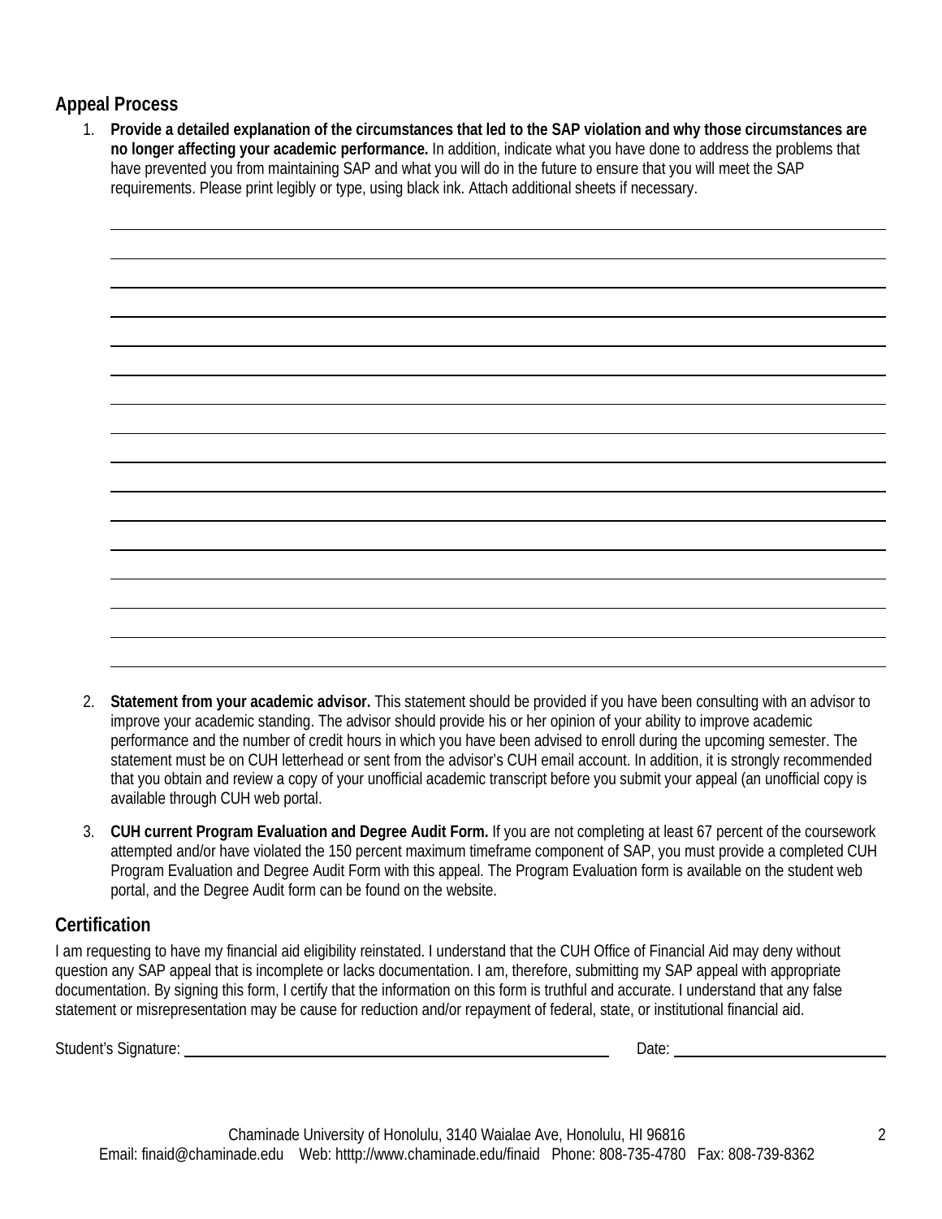## Appeal Process

1. **Provide a detailed explanation of the circumstances that led to the SAP violation and why those circumstances are no longer affecting your academic performance.** In addition, indicate what you have done to address the problems that have prevented you from maintaining SAP and what you will do in the future to ensure that you will meet the SAP requirements. Please print legibly or type, using black ink. Attach additional sheets if necessary.

2. **Statement from your academic advisor.** This statement should be provided if you have been consulting with an advisor to improve your academic standing. The advisor should provide his or her opinion of your ability to improve academic performance and the number of credit hours in which you have been advised to enroll during the upcoming semester. The statement must be on CUH letterhead or sent from the advisor's CUH email account. In addition, it is strongly recommended that you obtain and review a copy of your unofficial academic transcript before you submit your appeal (an unofficial copy is available through CUH web portal.

3. **CUH current Program Evaluation and Degree Audit Form.** If you are not completing at least 67 percent of the coursework attempted and/or have violated the 150 percent maximum timeframe component of SAP, you must provide a completed CUH Program Evaluation and Degree Audit Form with this appeal. The Program Evaluation form is available on the student web portal, and the Degree Audit form can be found on the website.

## Certification

I am requesting to have my financial aid eligibility reinstated. I understand that the CUH Office of Financial Aid may deny without question any SAP appeal that is incomplete or lacks documentation. I am, therefore, submitting my SAP appeal with appropriate documentation. By signing this form, I certify that the information on this form is truthful and accurate. I understand that any false statement or misrepresentation may be cause for reduction and/or repayment of federal, state, or institutional financial aid.

Student's Signature: ______________________________ Date: ______________

Chaminade University of Honolulu, 3140 Waialae Ave, Honolulu, HI 96816
Email: finaid@chaminade.edu Web: htttp://www.chaminade.edu/finaid Phone: 808-735-4780 Fax: 808-739-8362